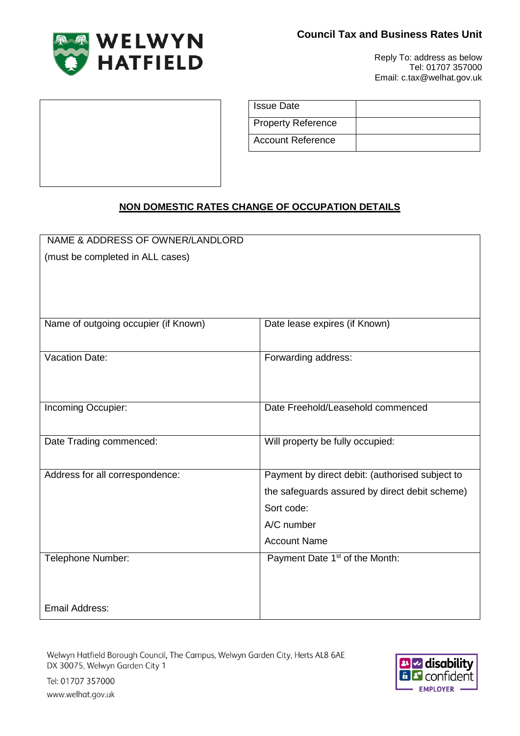WELWYN HATFIELD

**Council Tax and Business Rates Unit**

Reply To: address as below
Tel: 01707 357000
Email: c.tax@welhat.gov.uk

| Issue Date | |
|---|---|
| Property Reference | |
| Account Reference | |

## NON DOMESTIC RATES CHANGE OF OCCUPATION DETAILS

| NAME & ADDRESS OF OWNER/LANDLORD (must be completed in ALL cases) | |
|---|---|
| Name of outgoing occupier (if Known) | Date lease expires (if Known) |
| Vacation Date: | Forwarding address: |
| Incoming Occupier: | Date Freehold/Leasehold commenced |
| Date Trading commenced: | Will property be fully occupied: |
| Address for all correspondence: | Payment by direct debit: (authorised subject to the safeguards assured by direct debit scheme)<br>Sort code:<br>A/C number<br>Account Name |
| Telephone Number:<br><br>Email Address: | Payment Date 1st of the Month: |

Welwyn Hatfield Borough Council, The Campus, Welwyn Garden City, Herts AL8 6AE
DX 30075, Welwyn Garden City 1

Tel: 01707 357000
www.welhat.gov.uk

disability confident EMPLOYER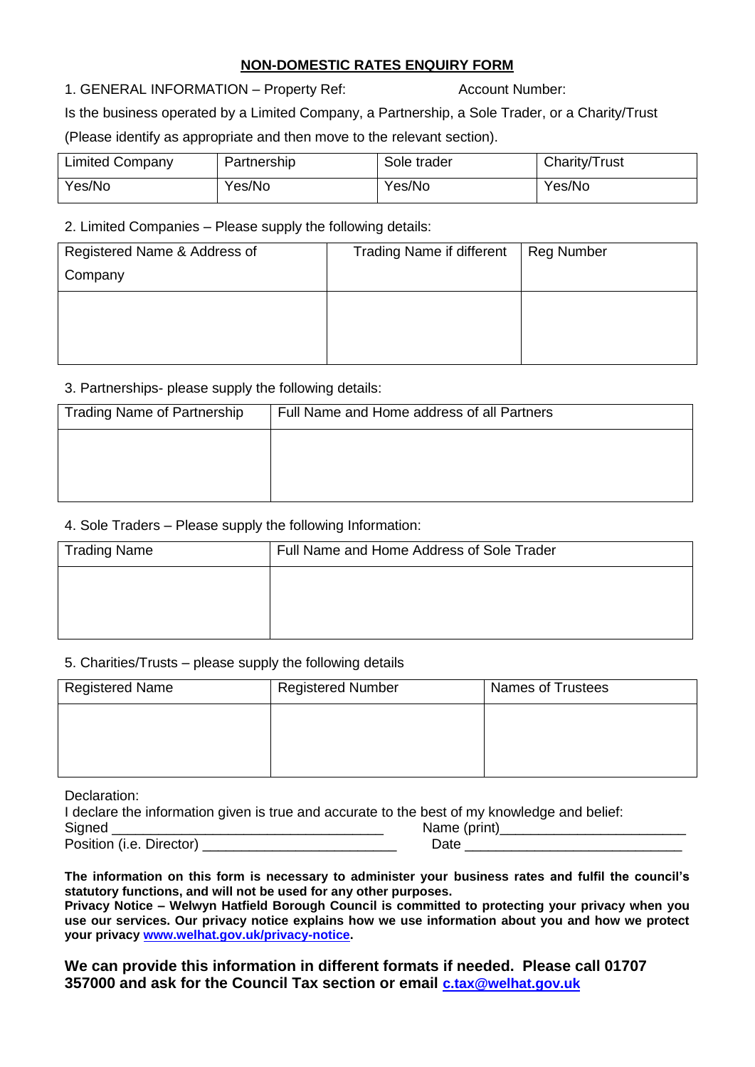# NON-DOMESTIC RATES ENQUIRY FORM

1. GENERAL INFORMATION – Property Ref: Account Number:

Is the business operated by a Limited Company, a Partnership, a Sole Trader, or a Charity/Trust

(Please identify as appropriate and then move to the relevant section).

| Limited Company | Partnership | Sole trader | Charity/Trust |
|---|---|---|---|
| Yes/No | Yes/No | Yes/No | Yes/No |

2. Limited Companies – Please supply the following details:

| Registered Name & Address of Company | Trading Name if different | Reg Number |
|---|---|---|
| | | |

3. Partnerships- please supply the following details:

| Trading Name of Partnership | Full Name and Home address of all Partners |
|---|---|
| | |

4. Sole Traders – Please supply the following Information:

| Trading Name | Full Name and Home Address of Sole Trader |
|---|---|
| | |

5. Charities/Trusts – please supply the following details

| Registered Name | Registered Number | Names of Trustees |
|---|---|---|
| | | |

Declaration:

I declare the information given is true and accurate to the best of my knowledge and belief:

Signed ___________________________________ Name (print)________________________

Position (i.e. Director) _________________________ Date ____________________________

**The information on this form is necessary to administer your business rates and fulfil the council's statutory functions, and will not be used for any other purposes.**

**Privacy Notice – Welwyn Hatfield Borough Council is committed to protecting your privacy when you use our services. Our privacy notice explains how we use information about you and how we protect your privacy [www.welhat.gov.uk/privacy-notice](www.welhat.gov.uk/privacy-notice).**

**We can provide this information in different formats if needed. Please call 01707 357000 and ask for the Council Tax section or email [c.tax@welhat.gov.uk](mailto:c.tax@welhat.gov.uk)**